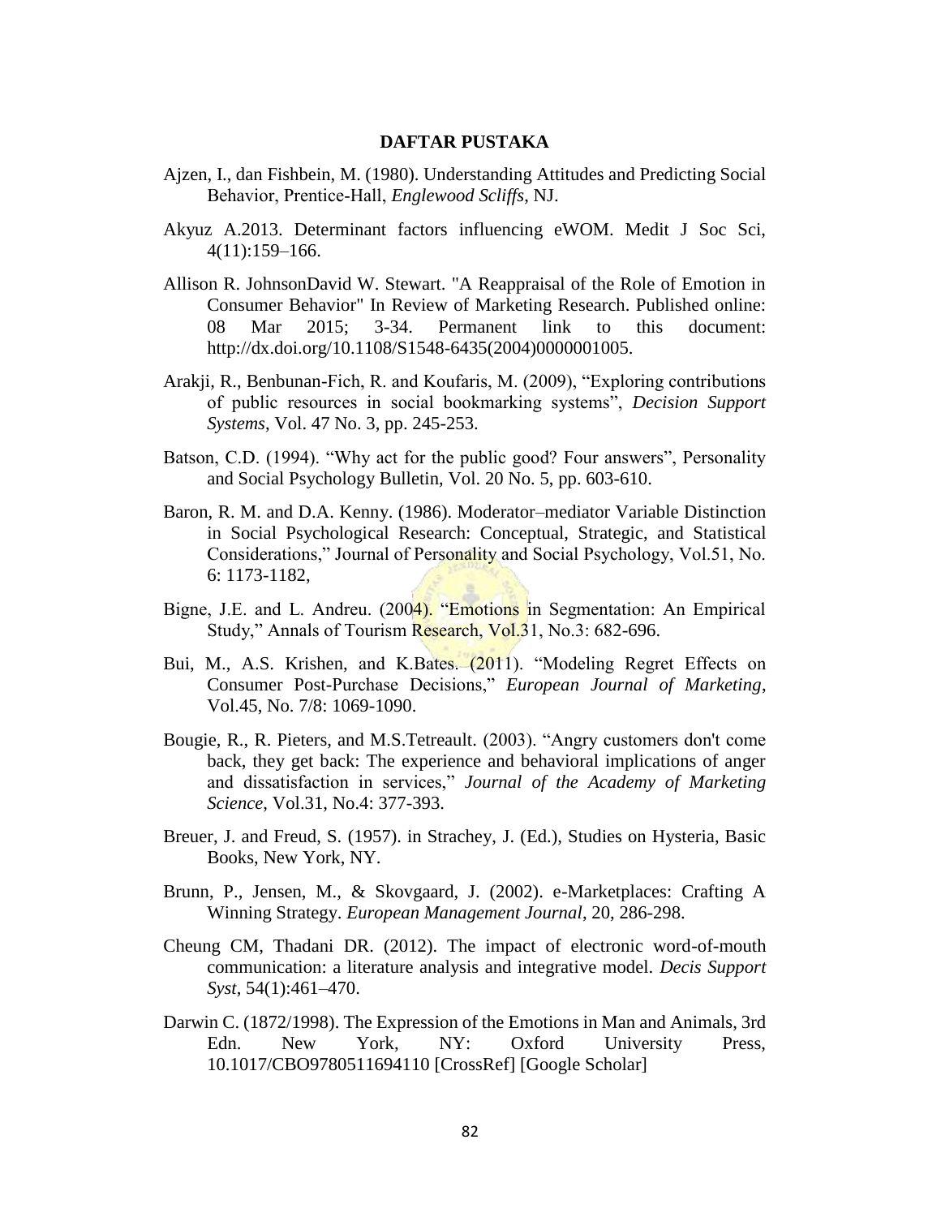## DAFTAR PUSTAKA

Ajzen, I., dan Fishbein, M. (1980). Understanding Attitudes and Predicting Social Behavior, Prentice-Hall, *Englewood Scliffs*, NJ.

Akyuz A.2013. Determinant factors influencing eWOM. Medit J Soc Sci, 4(11):159–166.

Allison R. JohnsonDavid W. Stewart. "A Reappraisal of the Role of Emotion in Consumer Behavior" In Review of Marketing Research. Published online: 08 Mar 2015; 3-34. Permanent link to this document: http://dx.doi.org/10.1108/S1548-6435(2004)0000001005.

Arakji, R., Benbunan-Fich, R. and Koufaris, M. (2009), "Exploring contributions of public resources in social bookmarking systems", *Decision Support Systems*, Vol. 47 No. 3, pp. 245-253.

Batson, C.D. (1994). "Why act for the public good? Four answers", Personality and Social Psychology Bulletin, Vol. 20 No. 5, pp. 603-610.

Baron, R. M. and D.A. Kenny. (1986). Moderator–mediator Variable Distinction in Social Psychological Research: Conceptual, Strategic, and Statistical Considerations," Journal of Personality and Social Psychology, Vol.51, No. 6: 1173-1182,

Bigne, J.E. and L. Andreu. (2004). "Emotions in Segmentation: An Empirical Study," Annals of Tourism Research, Vol.31, No.3: 682-696.

Bui, M., A.S. Krishen, and K.Bates. (2011). "Modeling Regret Effects on Consumer Post-Purchase Decisions," *European Journal of Marketing*, Vol.45, No. 7/8: 1069-1090.

Bougie, R., R. Pieters, and M.S.Tetreault. (2003). "Angry customers don't come back, they get back: The experience and behavioral implications of anger and dissatisfaction in services," *Journal of the Academy of Marketing Science*, Vol.31, No.4: 377-393.

Breuer, J. and Freud, S. (1957). in Strachey, J. (Ed.), Studies on Hysteria, Basic Books, New York, NY.

Brunn, P., Jensen, M., & Skovgaard, J. (2002). e-Marketplaces: Crafting A Winning Strategy. *European Management Journal*, 20, 286-298.

Cheung CM, Thadani DR. (2012). The impact of electronic word-of-mouth communication: a literature analysis and integrative model. *Decis Support Syst*, 54(1):461–470.

Darwin C. (1872/1998). The Expression of the Emotions in Man and Animals, 3rd Edn. New York, NY: Oxford University Press, 10.1017/CBO9780511694110 [CrossRef] [Google Scholar]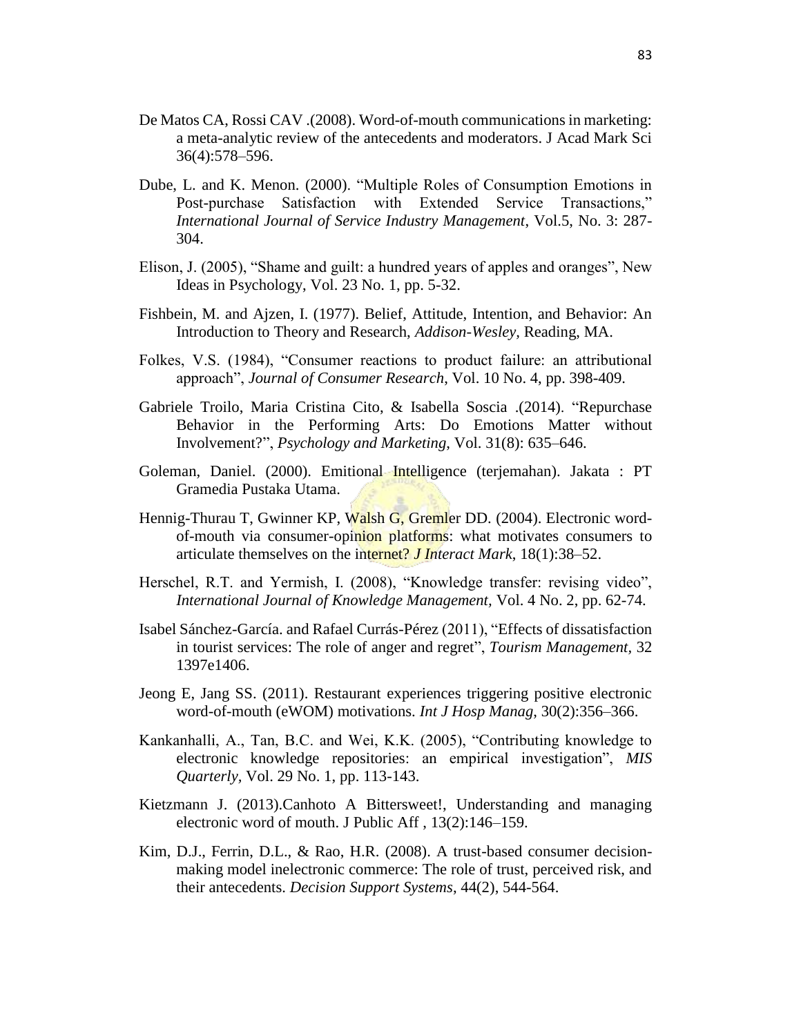De Matos CA, Rossi CAV .(2008). Word-of-mouth communications in marketing: a meta-analytic review of the antecedents and moderators. J Acad Mark Sci 36(4):578–596.

Dube, L. and K. Menon. (2000). "Multiple Roles of Consumption Emotions in Post-purchase Satisfaction with Extended Service Transactions," *International Journal of Service Industry Management*, Vol.5, No. 3: 287-304.

Elison, J. (2005), "Shame and guilt: a hundred years of apples and oranges", New Ideas in Psychology, Vol. 23 No. 1, pp. 5-32.

Fishbein, M. and Ajzen, I. (1977). Belief, Attitude, Intention, and Behavior: An Introduction to Theory and Research, *Addison-Wesley*, Reading, MA.

Folkes, V.S. (1984), "Consumer reactions to product failure: an attributional approach", *Journal of Consumer Research*, Vol. 10 No. 4, pp. 398-409.

Gabriele Troilo, Maria Cristina Cito, & Isabella Soscia .(2014). "Repurchase Behavior in the Performing Arts: Do Emotions Matter without Involvement?", *Psychology and Marketing*, Vol. 31(8): 635–646.

Goleman, Daniel. (2000). Emitional Intelligence (terjemahan). Jakata : PT Gramedia Pustaka Utama.

Hennig-Thurau T, Gwinner KP, Walsh G, Gremler DD. (2004). Electronic word-of-mouth via consumer-opinion platforms: what motivates consumers to articulate themselves on the internet? *J Interact Mark*, 18(1):38–52.

Herschel, R.T. and Yermish, I. (2008), "Knowledge transfer: revising video", *International Journal of Knowledge Management,* Vol. 4 No. 2, pp. 62-74.

Isabel Sánchez-García. and Rafael Currás-Pérez (2011), "Effects of dissatisfaction in tourist services: The role of anger and regret", *Tourism Management*, 32 1397e1406.

Jeong E, Jang SS. (2011). Restaurant experiences triggering positive electronic word-of-mouth (eWOM) motivations. *Int J Hosp Manag*, 30(2):356–366.

Kankanhalli, A., Tan, B.C. and Wei, K.K. (2005), "Contributing knowledge to electronic knowledge repositories: an empirical investigation", *MIS Quarterly,* Vol. 29 No. 1, pp. 113-143.

Kietzmann J. (2013).Canhoto A Bittersweet!, Understanding and managing electronic word of mouth. J Public Aff , 13(2):146–159.

Kim, D.J., Ferrin, D.L., & Rao, H.R. (2008). A trust-based consumer decision-making model inelectronic commerce: The role of trust, perceived risk, and their antecedents. *Decision Support Systems*, 44(2), 544-564.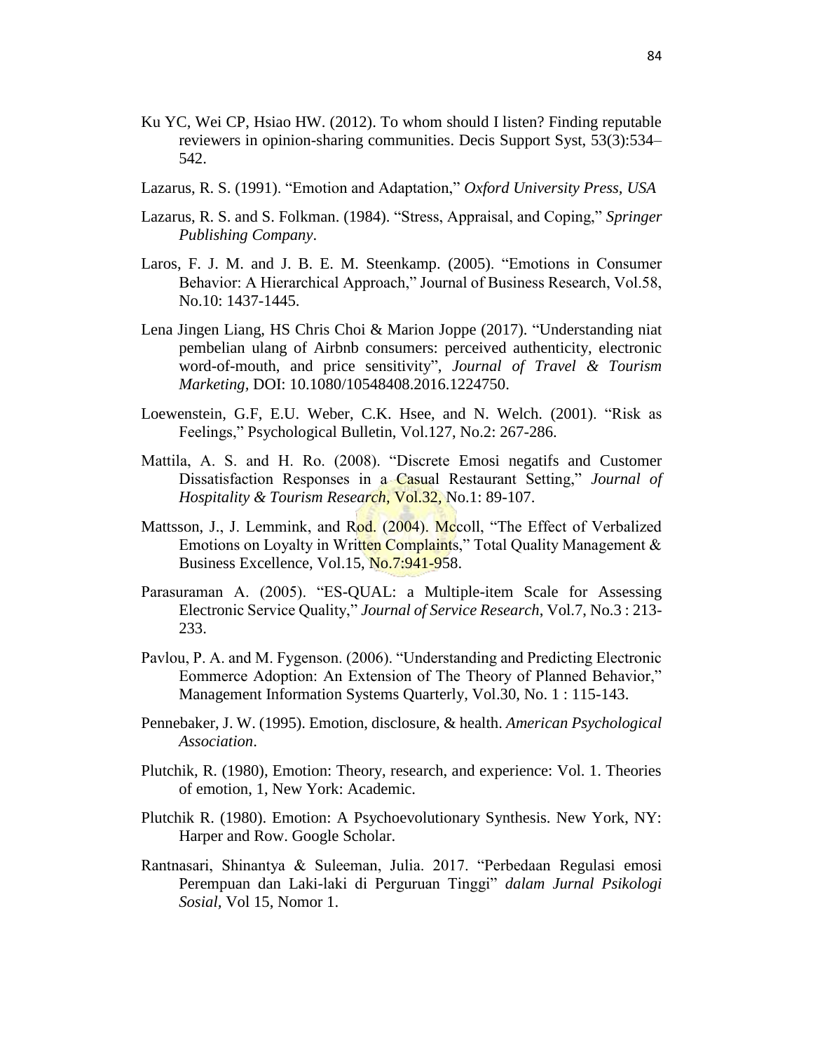Ku YC, Wei CP, Hsiao HW. (2012). To whom should I listen? Finding reputable reviewers in opinion-sharing communities. Decis Support Syst, 53(3):534–542.

Lazarus, R. S. (1991). "Emotion and Adaptation," *Oxford University Press, USA*

Lazarus, R. S. and S. Folkman. (1984). "Stress, Appraisal, and Coping," *Springer Publishing Company*.

Laros, F. J. M. and J. B. E. M. Steenkamp. (2005). "Emotions in Consumer Behavior: A Hierarchical Approach," Journal of Business Research, Vol.58, No.10: 1437-1445.

Lena Jingen Liang, HS Chris Choi & Marion Joppe (2017). "Understanding niat pembelian ulang of Airbnb consumers: perceived authenticity, electronic word-of-mouth, and price sensitivity", *Journal of Travel & Tourism Marketing*, DOI: 10.1080/10548408.2016.1224750.

Loewenstein, G.F, E.U. Weber, C.K. Hsee, and N. Welch. (2001). "Risk as Feelings," Psychological Bulletin, Vol.127, No.2: 267-286.

Mattila, A. S. and H. Ro. (2008). "Discrete Emosi negatifs and Customer Dissatisfaction Responses in a Casual Restaurant Setting," *Journal of Hospitality & Tourism Research*, Vol.32, No.1: 89-107.

Mattsson, J., J. Lemmink, and Rod. (2004). Mccoll, "The Effect of Verbalized Emotions on Loyalty in Written Complaints," Total Quality Management & Business Excellence, Vol.15, No.7:941-958.

Parasuraman A. (2005). "ES-QUAL: a Multiple-item Scale for Assessing Electronic Service Quality," *Journal of Service Research*, Vol.7, No.3 : 213-233.

Pavlou, P. A. and M. Fygenson. (2006). "Understanding and Predicting Electronic Eommerce Adoption: An Extension of The Theory of Planned Behavior," Management Information Systems Quarterly, Vol.30, No. 1 : 115-143.

Pennebaker, J. W. (1995). Emotion, disclosure, & health. *American Psychological Association*.

Plutchik, R. (1980), Emotion: Theory, research, and experience: Vol. 1. Theories of emotion, 1, New York: Academic.

Plutchik R. (1980). Emotion: A Psychoevolutionary Synthesis. New York, NY: Harper and Row. Google Scholar.

Rantnasari, Shinantya & Suleeman, Julia. 2017. "Perbedaan Regulasi emosi Perempuan dan Laki-laki di Perguruan Tinggi" *dalam Jurnal Psikologi Sosial*, Vol 15, Nomor 1.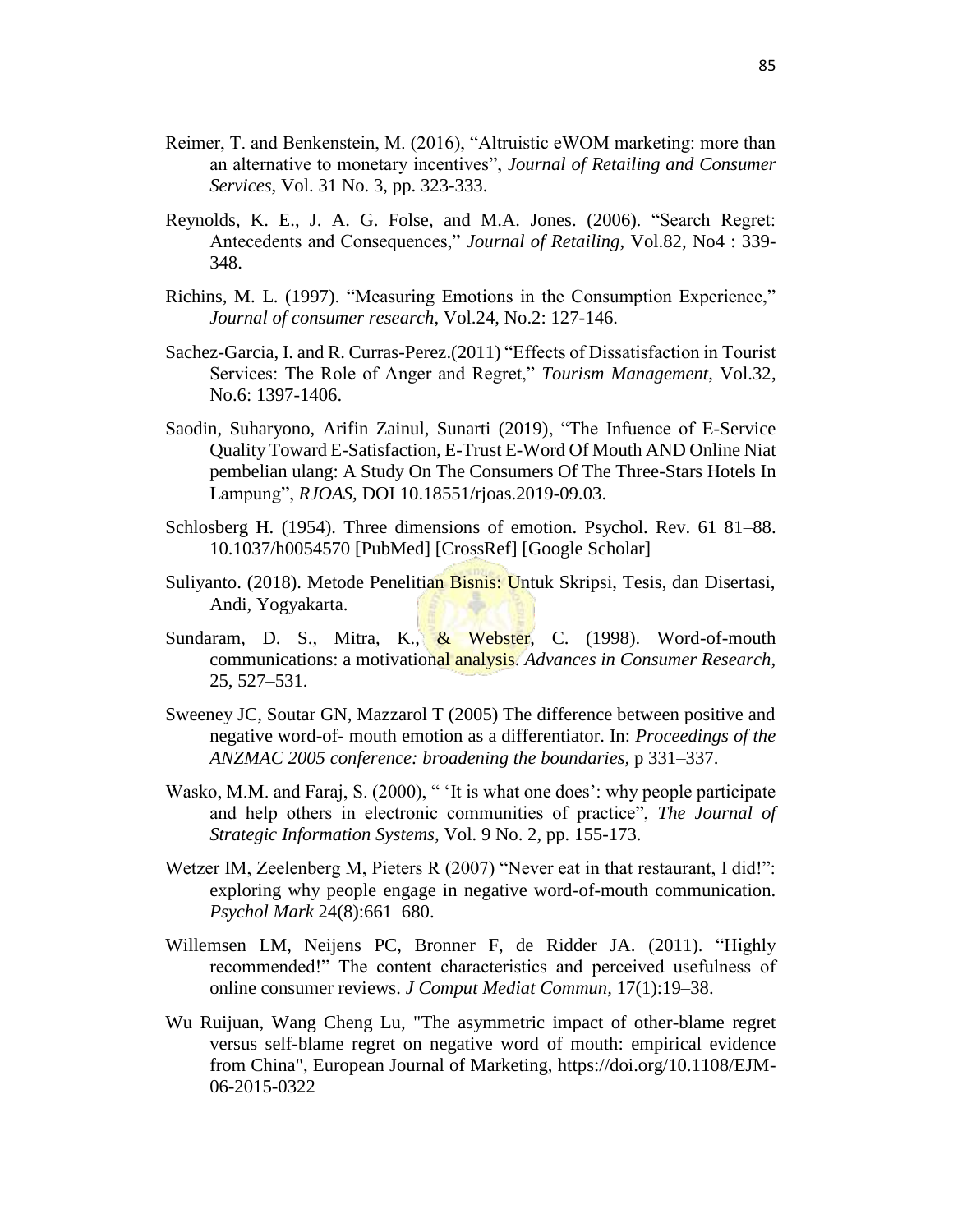Reimer, T. and Benkenstein, M. (2016), “Altruistic eWOM marketing: more than an alternative to monetary incentives”, *Journal of Retailing and Consumer Services*, Vol. 31 No. 3, pp. 323-333.

Reynolds, K. E., J. A. G. Folse, and M.A. Jones. (2006). “Search Regret: Antecedents and Consequences,” *Journal of Retailing*, Vol.82, No4 : 339-348.

Richins, M. L. (1997). “Measuring Emotions in the Consumption Experience,” *Journal of consumer research*, Vol.24, No.2: 127-146.

Sachez-Garcia, I. and R. Curras-Perez.(2011) “Effects of Dissatisfaction in Tourist Services: The Role of Anger and Regret,” *Tourism Management*, Vol.32, No.6: 1397-1406.

Saodin, Suharyono, Arifin Zainul, Sunarti (2019), “The Infuence of E-Service Quality Toward E-Satisfaction, E-Trust E-Word Of Mouth AND Online Niat pembelian ulang: A Study On The Consumers Of The Three-Stars Hotels In Lampung”, *RJOAS,* DOI 10.18551/rjoas.2019-09.03.

Schlosberg H. (1954). Three dimensions of emotion. Psychol. Rev. 61 81–88. 10.1037/h0054570 [PubMed] [CrossRef] [Google Scholar]

Suliyanto. (2018). Metode Penelitian Bisnis: Untuk Skripsi, Tesis, dan Disertasi, Andi, Yogyakarta.

Sundaram, D. S., Mitra, K., & Webster, C. (1998). Word-of-mouth communications: a motivational analysis. *Advances in Consumer Research*, 25, 527–531.

Sweeney JC, Soutar GN, Mazzarol T (2005) The difference between positive and negative word-of- mouth emotion as a differentiator. In: *Proceedings of the ANZMAC 2005 conference: broadening the boundaries,* p 331–337.

Wasko, M.M. and Faraj, S. (2000), “ ‘It is what one does’: why people participate and help others in electronic communities of practice”, *The Journal of Strategic Information Systems*, Vol. 9 No. 2, pp. 155-173.

Wetzer IM, Zeelenberg M, Pieters R (2007) “Never eat in that restaurant, I did!”: exploring why people engage in negative word-of-mouth communication. *Psychol Mark* 24(8):661–680.

Willemsen LM, Neijens PC, Bronner F, de Ridder JA. (2011). “Highly recommended!” The content characteristics and perceived usefulness of online consumer reviews. *J Comput Mediat Commun,* 17(1):19–38.

Wu Ruijuan, Wang Cheng Lu, "The asymmetric impact of other-blame regret versus self-blame regret on negative word of mouth: empirical evidence from China", European Journal of Marketing, https://doi.org/10.1108/EJM-06-2015-0322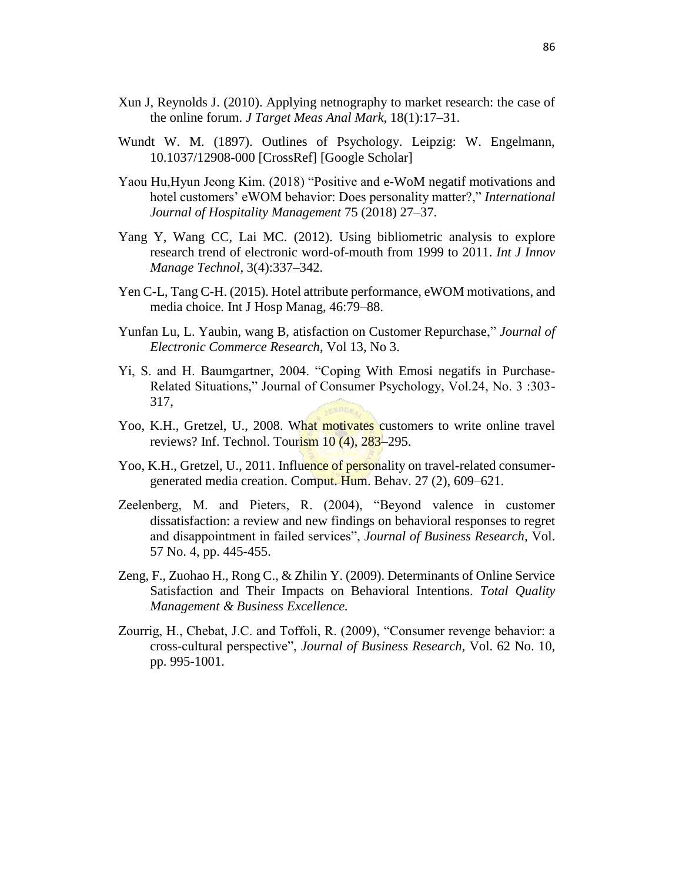Xun J, Reynolds J. (2010). Applying netnography to market research: the case of the online forum. *J Target Meas Anal Mark*, 18(1):17–31.

Wundt W. M. (1897). Outlines of Psychology. Leipzig: W. Engelmann, 10.1037/12908-000 [CrossRef] [Google Scholar]

Yaou Hu,Hyun Jeong Kim. (2018) "Positive and e-WoM negatif motivations and hotel customers' eWOM behavior: Does personality matter?," *International Journal of Hospitality Management* 75 (2018) 27–37.

Yang Y, Wang CC, Lai MC. (2012). Using bibliometric analysis to explore research trend of electronic word-of-mouth from 1999 to 2011. *Int J Innov Manage Technol*, 3(4):337–342.

Yen C-L, Tang C-H. (2015). Hotel attribute performance, eWOM motivations, and media choice. Int J Hosp Manag, 46:79–88.

Yunfan Lu, L. Yaubin, wang B, atisfaction on Customer Repurchase," *Journal of Electronic Commerce Research*, Vol 13, No 3.

Yi, S. and H. Baumgartner, 2004. "Coping With Emosi negatifs in Purchase-Related Situations," Journal of Consumer Psychology, Vol.24, No. 3 :303-317,

Yoo, K.H., Gretzel, U., 2008. What motivates customers to write online travel reviews? Inf. Technol. Tourism 10 (4), 283–295.

Yoo, K.H., Gretzel, U., 2011. Influence of personality on travel-related consumer-generated media creation. Comput. Hum. Behav. 27 (2), 609–621.

Zeelenberg, M. and Pieters, R. (2004), "Beyond valence in customer dissatisfaction: a review and new findings on behavioral responses to regret and disappointment in failed services", *Journal of Business Research*, Vol. 57 No. 4, pp. 445-455.

Zeng, F., Zuohao H., Rong C., & Zhilin Y. (2009). Determinants of Online Service Satisfaction and Their Impacts on Behavioral Intentions. *Total Quality Management & Business Excellence.*

Zourrig, H., Chebat, J.C. and Toffoli, R. (2009), "Consumer revenge behavior: a cross-cultural perspective", *Journal of Business Research*, Vol. 62 No. 10, pp. 995-1001.